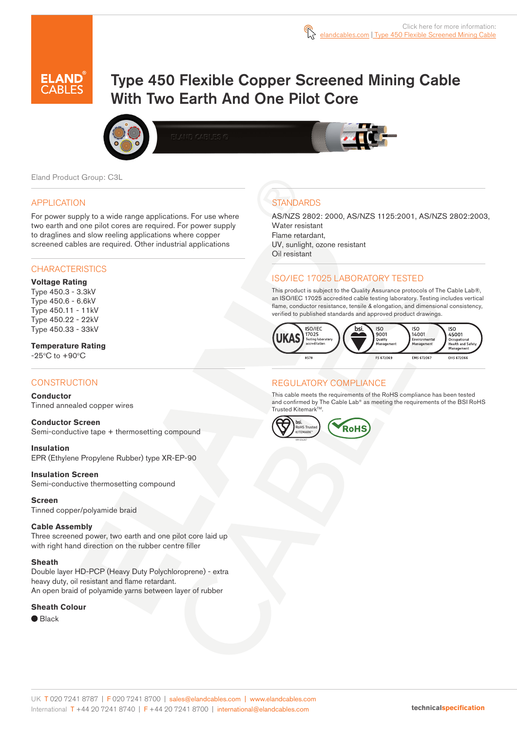Click here for more information: elandcables.com | Type 450 Flexible Screened Mining Cable

# Type 450 Flexible Copper Screened Mining Cable With Two Earth And One Pilot Core

Eland Product Group: C3L

## APPLICATION

For power supply to a wide range applications. For use where two earth and one pilot cores are required. For power supply to draglines and slow reeling applications where copper screened cables are required. Other industrial applications

## CHARACTERISTICS

**Voltage Rating**

Type 450.3 - 3.3kV
Type 450.6 - 6.6kV
Type 450.11 - 11kV
Type 450.22 - 22kV
Type 450.33 - 33kV

**Temperature Rating**

-25°C to +90°C

## CONSTRUCTION

**Conductor**

Tinned annealed copper wires

**Conductor Screen**

Semi-conductive tape + thermosetting compound

**Insulation**

EPR (Ethylene Propylene Rubber) type XR-EP-90

**Insulation Screen**

Semi-conductive thermosetting compound

**Screen**

Tinned copper/polyamide braid

**Cable Assembly**

Three screened power, two earth and one pilot core laid up with right hand direction on the rubber centre filler

**Sheath**

Double layer HD-PCP (Heavy Duty Polychloroprene) - extra heavy duty, oil resistant and flame retardant.
An open braid of polyamide yarns between layer of rubber

**Sheath Colour**

● Black

## STANDARDS

AS/NZS 2802: 2000, AS/NZS 1125:2001, AS/NZS 2802:2003,
Water resistant
Flame retardant,
UV, sunlight, ozone resistant
Oil resistant

## ISO/IEC 17025 LABORATORY TESTED

This product is subject to the Quality Assurance protocols of The Cable Lab®, an ISO/IEC 17025 accredited cable testing laboratory. Testing includes vertical flame, conductor resistance, tensile & elongation, and dimensional consistency, verified to published standards and approved product drawings.

UKAS ISO/IEC 17025 Testing laboratory accreditation 8578 | bsi. ISO 9001 Quality Management FS 672069 | ISO 14001 Environmental Management EMS 672067 | ISO 45001 Occupational Health and Safety Management OHS 672066

## REGULATORY COMPLIANCE

This cable meets the requirements of the RoHS compliance has been tested and confirmed by The Cable Lab® as meeting the requirements of the BSI RoHS Trusted Kitemark™.

bsi. RoHS Trusted KITEMARK™ | RoHS

UK T 020 7241 8787 | F 020 7241 8700 | sales@elandcables.com | www.elandcables.com
International T +44 20 7241 8740 | F +44 20 7241 8700 | international@elandcables.com

technicalspecification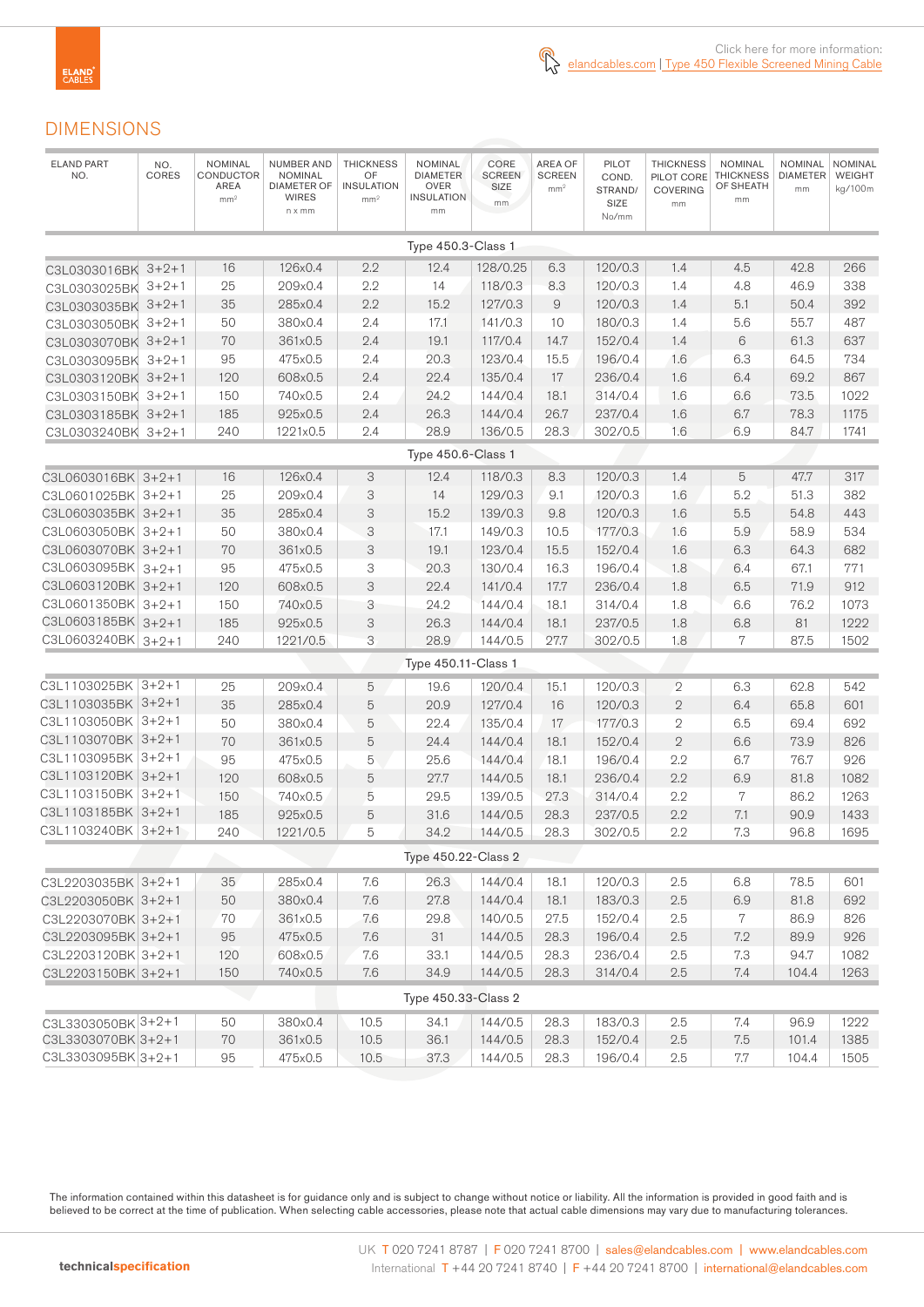Click here for more information: elandcables.com | Type 450 Flexible Screened Mining Cable

## DIMENSIONS

| ELAND PART NO. | NO. CORES | NOMINAL CONDUCTOR AREA mm² | NUMBER AND NOMINAL DIAMETER OF WIRES n x mm | THICKNESS OF INSULATION mm² | NOMINAL DIAMETER OVER INSULATION mm | CORE SCREEN SIZE mm | AREA OF SCREEN mm² | PILOT COND. STRAND/ SIZE No/mm | THICKNESS PILOT CORE COVERING mm | NOMINAL THICKNESS OF SHEATH mm | NOMINAL DIAMETER mm | NOMINAL WEIGHT kg/100m |
|---|---|---|---|---|---|---|---|---|---|---|---|---|
| Type 450.3-Class 1 | | | | | | | | | | | | |
| C3L0303016BK | 3+2+1 | 16 | 126x0.4 | 2.2 | 12.4 | 128/0.25 | 6.3 | 120/0.3 | 1.4 | 4.5 | 42.8 | 266 |
| C3L0303025BK | 3+2+1 | 25 | 209x0.4 | 2.2 | 14 | 118/0.3 | 8.3 | 120/0.3 | 1.4 | 4.8 | 46.9 | 338 |
| C3L0303035BK | 3+2+1 | 35 | 285x0.4 | 2.2 | 15.2 | 127/0.3 | 9 | 120/0.3 | 1.4 | 5.1 | 50.4 | 392 |
| C3L0303050BK | 3+2+1 | 50 | 380x0.4 | 2.4 | 17.1 | 141/0.3 | 10 | 180/0.3 | 1.4 | 5.6 | 55.7 | 487 |
| C3L0303070BK | 3+2+1 | 70 | 361x0.5 | 2.4 | 19.1 | 117/0.4 | 14.7 | 152/0.4 | 1.4 | 6 | 61.3 | 637 |
| C3L0303095BK | 3+2+1 | 95 | 475x0.5 | 2.4 | 20.3 | 123/0.4 | 15.5 | 196/0.4 | 1.6 | 6.3 | 64.5 | 734 |
| C3L0303120BK | 3+2+1 | 120 | 608x0.5 | 2.4 | 22.4 | 135/0.4 | 17 | 236/0.4 | 1.6 | 6.4 | 69.2 | 867 |
| C3L0303150BK | 3+2+1 | 150 | 740x0.5 | 2.4 | 24.2 | 144/0.4 | 18.1 | 314/0.4 | 1.6 | 6.6 | 73.5 | 1022 |
| C3L0303185BK | 3+2+1 | 185 | 925x0.5 | 2.4 | 26.3 | 144/0.4 | 26.7 | 237/0.4 | 1.6 | 6.7 | 78.3 | 1175 |
| C3L0303240BK | 3+2+1 | 240 | 1221x0.5 | 2.4 | 28.9 | 136/0.5 | 28.3 | 302/0.5 | 1.6 | 6.9 | 84.7 | 1741 |
| Type 450.6-Class 1 | | | | | | | | | | | | |
| C3L0603016BK | 3+2+1 | 16 | 126x0.4 | 3 | 12.4 | 118/0.3 | 8.3 | 120/0.3 | 1.4 | 5 | 47.7 | 317 |
| C3L0601025BK | 3+2+1 | 25 | 209x0.4 | 3 | 14 | 129/0.3 | 9.1 | 120/0.3 | 1.6 | 5.2 | 51.3 | 382 |
| C3L0603035BK | 3+2+1 | 35 | 285x0.4 | 3 | 15.2 | 139/0.3 | 9.8 | 120/0.3 | 1.6 | 5.5 | 54.8 | 443 |
| C3L0603050BK | 3+2+1 | 50 | 380x0.4 | 3 | 17.1 | 149/0.3 | 10.5 | 177/0.3 | 1.6 | 5.9 | 58.9 | 534 |
| C3L0603070BK | 3+2+1 | 70 | 361x0.5 | 3 | 19.1 | 123/0.4 | 15.5 | 152/0.4 | 1.6 | 6.3 | 64.3 | 682 |
| C3L0603095BK | 3+2+1 | 95 | 475x0.5 | 3 | 20.3 | 130/0.4 | 16.3 | 196/0.4 | 1.8 | 6.4 | 67.1 | 771 |
| C3L0603120BK | 3+2+1 | 120 | 608x0.5 | 3 | 22.4 | 141/0.4 | 17.7 | 236/0.4 | 1.8 | 6.5 | 71.9 | 912 |
| C3L0601350BK | 3+2+1 | 150 | 740x0.5 | 3 | 24.2 | 144/0.4 | 18.1 | 314/0.4 | 1.8 | 6.6 | 76.2 | 1073 |
| C3L0603185BK | 3+2+1 | 185 | 925x0.5 | 3 | 26.3 | 144/0.4 | 18.1 | 237/0.5 | 1.8 | 6.8 | 81 | 1222 |
| C3L0603240BK | 3+2+1 | 240 | 1221/0.5 | 3 | 28.9 | 144/0.5 | 27.7 | 302/0.5 | 1.8 | 7 | 87.5 | 1502 |
| Type 450.11-Class 1 | | | | | | | | | | | | |
| C3L1103025BK | 3+2+1 | 25 | 209x0.4 | 5 | 19.6 | 120/0.4 | 15.1 | 120/0.3 | 2 | 6.3 | 62.8 | 542 |
| C3L1103035BK | 3+2+1 | 35 | 285x0.4 | 5 | 20.9 | 127/0.4 | 16 | 120/0.3 | 2 | 6.4 | 65.8 | 601 |
| C3L1103050BK | 3+2+1 | 50 | 380x0.4 | 5 | 22.4 | 135/0.4 | 17 | 177/0.3 | 2 | 6.5 | 69.4 | 692 |
| C3L1103070BK | 3+2+1 | 70 | 361x0.5 | 5 | 24.4 | 144/0.4 | 18.1 | 152/0.4 | 2 | 6.6 | 73.9 | 826 |
| C3L1103095BK | 3+2+1 | 95 | 475x0.5 | 5 | 25.6 | 144/0.4 | 18.1 | 196/0.4 | 2.2 | 6.7 | 76.7 | 926 |
| C3L1103120BK | 3+2+1 | 120 | 608x0.5 | 5 | 27.7 | 144/0.5 | 18.1 | 236/0.4 | 2.2 | 6.9 | 81.8 | 1082 |
| C3L1103150BK | 3+2+1 | 150 | 740x0.5 | 5 | 29.5 | 139/0.5 | 27.3 | 314/0.4 | 2.2 | 7 | 86.2 | 1263 |
| C3L1103185BK | 3+2+1 | 185 | 925x0.5 | 5 | 31.6 | 144/0.5 | 28.3 | 237/0.5 | 2.2 | 7.1 | 90.9 | 1433 |
| C3L1103240BK | 3+2+1 | 240 | 1221/0.5 | 5 | 34.2 | 144/0.5 | 28.3 | 302/0.5 | 2.2 | 7.3 | 96.8 | 1695 |
| Type 450.22-Class 2 | | | | | | | | | | | | |
| C3L2203035BK | 3+2+1 | 35 | 285x0.4 | 7.6 | 26.3 | 144/0.4 | 18.1 | 120/0.3 | 2.5 | 6.8 | 78.5 | 601 |
| C3L2203050BK | 3+2+1 | 50 | 380x0.4 | 7.6 | 27.8 | 144/0.4 | 18.1 | 183/0.3 | 2.5 | 6.9 | 81.8 | 692 |
| C3L2203070BK | 3+2+1 | 70 | 361x0.5 | 7.6 | 29.8 | 140/0.5 | 27.5 | 152/0.4 | 2.5 | 7 | 86.9 | 826 |
| C3L2203095BK | 3+2+1 | 95 | 475x0.5 | 7.6 | 31 | 144/0.5 | 28.3 | 196/0.4 | 2.5 | 7.2 | 89.9 | 926 |
| C3L2203120BK | 3+2+1 | 120 | 608x0.5 | 7.6 | 33.1 | 144/0.5 | 28.3 | 236/0.4 | 2.5 | 7.3 | 94.7 | 1082 |
| C3L2203150BK | 3+2+1 | 150 | 740x0.5 | 7.6 | 34.9 | 144/0.5 | 28.3 | 314/0.4 | 2.5 | 7.4 | 104.4 | 1263 |
| Type 450.33-Class 2 | | | | | | | | | | | | |
| C3L3303050BK | 3+2+1 | 50 | 380x0.4 | 10.5 | 34.1 | 144/0.5 | 28.3 | 183/0.3 | 2.5 | 7.4 | 96.9 | 1222 |
| C3L3303070BK | 3+2+1 | 70 | 361x0.5 | 10.5 | 36.1 | 144/0.5 | 28.3 | 152/0.4 | 2.5 | 7.5 | 101.4 | 1385 |
| C3L3303095BK | 3+2+1 | 95 | 475x0.5 | 10.5 | 37.3 | 144/0.5 | 28.3 | 196/0.4 | 2.5 | 7.7 | 104.4 | 1505 |

The information contained within this datasheet is for guidance only and is subject to change without notice or liability. All the information is provided in good faith and is believed to be correct at the time of publication. When selecting cable accessories, please note that actual cable dimensions may vary due to manufacturing tolerances.

**technical**specification

UK T 020 7241 8787 | F 020 7241 8700 | sales@elandcables.com | www.elandcables.com
International T +44 20 7241 8740 | F +44 20 7241 8700 | international@elandcables.com